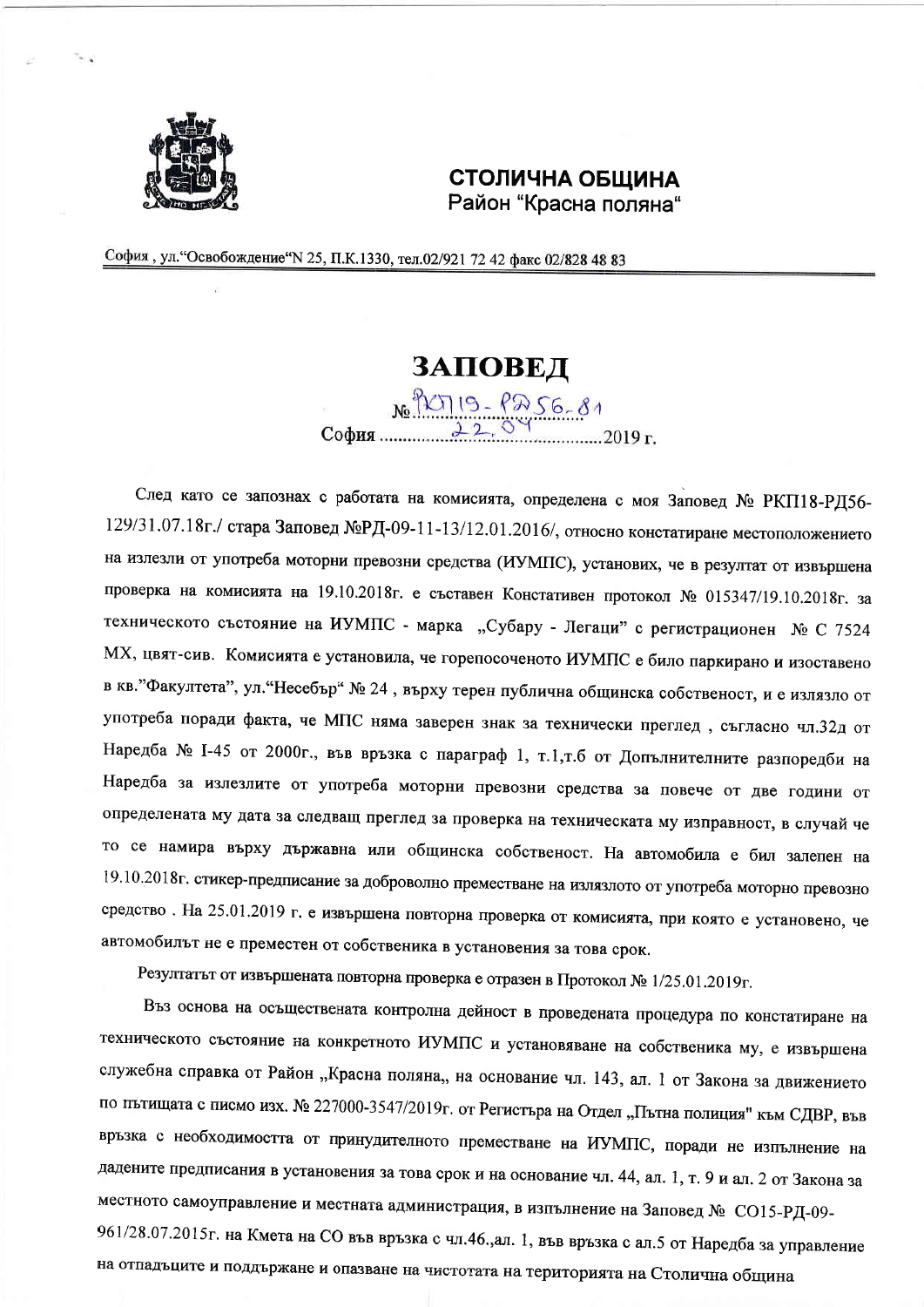**СТОЛИЧНА ОБЩИНА**
Район "Красна поляна"

София , ул."Освобождение"N 25, П.К.1330, тел.02/921 72 42 факс 02/828 48 83

# ЗАПОВЕД

№ РКП19-РД56-81

София 22.04 2019 г.

След като се запознах с работата на комисията, определена с моя Заповед № РКП18-РД56-129/31.07.18г./ стара Заповед №РД-09-11-13/12.01.2016/, относно констатиране местоположението на излезли от употреба моторни превозни средства (ИУМПС), установих, че в резултат от извършена проверка на комисията на 19.10.2018г. е съставен Констативен протокол № 015347/19.10.2018г. за техническото състояние на ИУМПС - марка „Субару - Легаци" с регистрационен № С 7524 МХ, цвят-сив. Комисията е установила, че горепосоченото ИУМПС е било паркирано и изоставено в кв."Факултета", ул."Несебър" № 24 , върху терен публична общинска собственост, и е излязло от употреба поради факта, че МПС няма заверен знак за технически преглед , съгласно чл.32д от Наредба № I-45 от 2000г., във връзка с параграф 1, т.1,т.б от Допълнителните разпоредби на Наредба за излезлите от употреба моторни превозни средства за повече от две години от определената му дата за следващ преглед за проверка на техническата му изправност, в случай че то се намира върху държавна или общинска собственост. На автомобила е бил залепен на 19.10.2018г. стикер-предписание за доброволно преместване на излязлото от употреба моторно превозно средство . На 25.01.2019 г. е извършена повторна проверка от комисията, при която е установено, че автомобилът не е преместен от собственика в установения за това срок.

Резултатът от извършената повторна проверка е отразен в Протокол № 1/25.01.2019г.

Въз основа на осъществената контролна дейност в проведената процедура по констатиране на техническото състояние на конкретното ИУМПС и установяване на собственика му, е извършена служебна справка от Район „Красна поляна„ на основание чл. 143, ал. 1 от Закона за движението по пътищата с писмо изх. № 227000-3547/2019г. от Регистъра на Отдел „Пътна полиция" към СДВР, във връзка с необходимостта от принудителното преместване на ИУМПС, поради не изпълнение на дадените предписания в установения за това срок и на основание чл. 44, ал. 1, т. 9 и ал. 2 от Закона за местното самоуправление и местната администрация, в изпълнение на Заповед № СО15-РД-09-961/28.07.2015г. на Кмета на СО във връзка с чл.46.,ал. 1, във връзка с ал.5 от Наредба за управление на отпадъците и поддържане и опазване на чистотата на територията на Столична община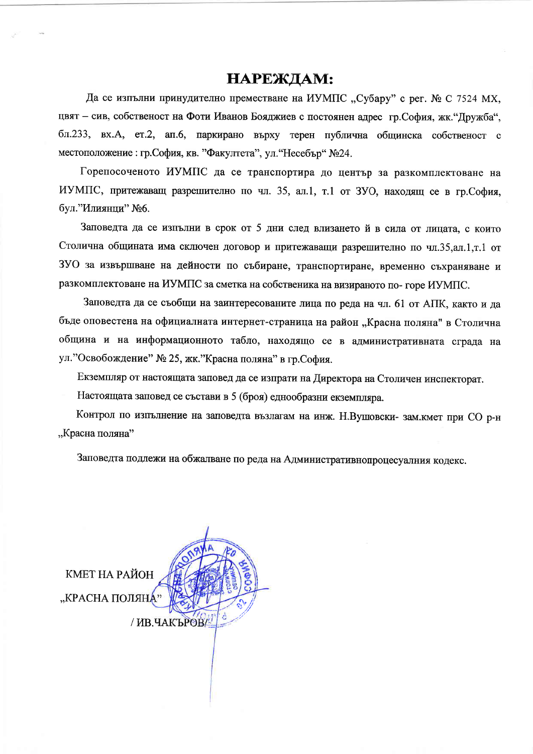# НАРЕЖДАМ:

Да се изпълни принудително преместване на ИУМПС „Субару" с рег. № С 7524 МХ, цвят – сив, собственост на Фоти Иванов Бояджиев с постоянен адрес гр.София, жк."Дружба", бл.233, вх.А, ет.2, ап.6, паркирано върху терен публична общинска собственост с местоположение : гр.София, кв. "Факултета", ул."Несебър" №24.

Горепосоченото ИУМПС да се транспортира до център за разкомплектоване на ИУМПС, притежаващ разрешително по чл. 35, ал.1, т.1 от ЗУО, намиращ се в гр.София, бул."Илиянци" №6.

Заповедта да се изпълни в срок от 5 дни след влизането й в сила от лицата, с които Столична общината има сключен договор и притежаващи разрешително по чл.35,ал.1,т.1 от ЗУО за извършване на дейности по събиране, транспортиране, временно съхраняване и разкомплектоване на ИУМПС за сметка на собственика на визираното по- горе ИУМПС.

Заповедта да се съобщи на заинтересованите лица по реда на чл. 61 от АПК, както и да бъде оповестена на официалната интернет-страница на район „Красна поляна" в Столична община и на информационното табло, находящо се в административната сграда на ул."Освобождение" № 25, жк."Красна поляна" в гр.София.

Екземпляр от настоящата заповед да се изпрати на Директора на Столичен инспекторат.

Настоящата заповед се състави в 5 (броя) еднообразни екземпляра.

Контрол по изпълнение на заповедта възлагам на инж. Н.Вушовски- зам.кмет при СО р-н „Красна поляна"

Заповедта подлежи на обжалване по реда на Административнопроцесуалния кодекс.

КМЕТ НА РАЙОН
„КРАСНА ПОЛЯНА"
/ ИВ.ЧАКЪРОВ/